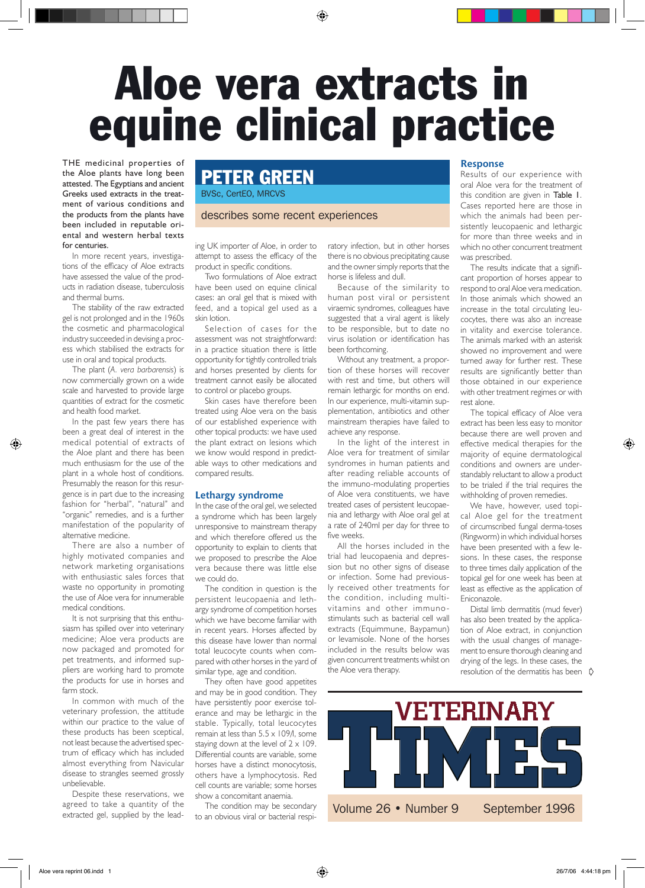# Aloe vera extracts in equine clinical practice

## PETER GREEN

BVSc, CertEO, MRCVS

describes some recent experiences

THE medicinal properties of the Aloe plants have long been attested. The Egyptians and ancient Greeks used extracts in the treatment of various conditions and the products from the plants have been included in reputable oriental and western herbal texts for centuries.

In more recent years, investigations of the efficacy of Aloe extracts have assessed the value of the products in radiation disease, tuberculosis and thermal burns.

The stability of the raw extracted gel is not prolonged and in the 1960s the cosmetic and pharmacological industry succeeded in devising a process which stabilised the extracts for use in oral and topical products.

The plant (*A. vera barbarensis*) is now commercially grown on a wide scale and harvested to provide large quantities of extract for the cosmetic and health food market.

In the past few years there has been a great deal of interest in the medical potential of extracts of the Aloe plant and there has been much enthusiasm for the use of the plant in a whole host of conditions. Presumably the reason for this resurgence is in part due to the increasing fashion for "herbal", "natural" and "organic" remedies, and is a further manifestation of the popularity of alternative medicine.

There are also a number of highly motivated companies and network marketing organisations with enthusiastic sales forces that waste no opportunity in promoting the use of Aloe vera for innumerable medical conditions.

It is not surprising that this enthusiasm has spilled over into veterinary medicine; Aloe vera products are now packaged and promoted for pet treatments, and informed suppliers are working hard to promote the products for use in horses and farm stock.

In common with much of the veterinary profession, the attitude within our practice to the value of these products has been sceptical, not least because the advertised spectrum of efficacy which has included almost everything from Navicular disease to strangles seemed grossly unbelievable.

Despite these reservations, we agreed to take a quantity of the extracted gel, supplied by the leading UK importer of Aloe, in order to attempt to assess the efficacy of the product in specific conditions.

Two formulations of Aloe extract have been used on equine clinical cases: an oral gel that is mixed with feed, and a topical gel used as a skin lotion.

Selection of cases for the assessment was not straightforward: in a practice situation there is little opportunity for tightly controlled trials and horses presented by clients for treatment cannot easily be allocated to control or placebo groups.

Skin cases have therefore been treated using Aloe vera on the basis of our established experience with other topical products: we have used the plant extract on lesions which we know would respond in predictable ways to other medications and compared results.

### Lethargy syndrome

In the case of the oral gel, we selected a syndrome which has been largely unresponsive to mainstream therapy and which therefore offered us the opportunity to explain to clients that we proposed to prescribe the Aloe vera because there was little else we could do.

The condition in question is the persistent leucopaenia and lethargy syndrome of competition horses which we have become familiar with in recent years. Horses affected by this disease have lower than normal total leucocyte counts when compared with other horses in the yard of similar type, age and condition.

They often have good appetites and may be in good condition. They have persistently poor exercise tolerance and may be lethargic in the stable. Typically, total leucocytes remain at less than 5.5 x 109/l, some staying down at the level of 2 x 109. Differential counts are variable, some horses have a distinct monocytosis, others have a lymphocytosis. Red cell counts are variable; some horses show a concomitant anaemia.

The condition may be secondary to an obvious viral or bacterial respiratory infection, but in other horses there is no obvious precipitating cause and the owner simply reports that the horse is lifeless and dull.

Because of the similarity to human post viral or persistent viraemic syndromes, colleagues have suggested that a viral agent is likely to be responsible, but to date no virus isolation or identification has been forthcoming.

Without any treatment, a proportion of these horses will recover with rest and time, but others will remain lethargic for months on end. In our experience, multi-vitamin supplementation, antibiotics and other mainstream therapies have failed to achieve any response.

In the light of the interest in Aloe vera for treatment of similar syndromes in human patients and after reading reliable accounts of the immuno-modulating properties of Aloe vera constituents, we have treated cases of persistent leucopaenia and lethargy with Aloe oral gel at a rate of 240ml per day for three to five weeks.

All the horses included in the trial had leucopaenia and depression but no other signs of disease or infection. Some had previously received other treatments for the condition, including multivitamins and other immunostimulants such as bacterial cell wall extracts (Equimmune, Baypamun) or levamisole. None of the horses included in the results below was given concurrent treatments whilst on the Aloe vera therapy.

### Response

Results of our experience with oral Aloe vera for the treatment of this condition are given in Table 1. Cases reported here are those in which the animals had been persistently leucopaenic and lethargic for more than three weeks and in which no other concurrent treatment was prescribed.

The results indicate that a significant proportion of horses appear to respond to oral Aloe vera medication. In those animals which showed an increase in the total circulating leucocytes, there was also an increase in vitality and exercise tolerance. The animals marked with an asterisk showed no improvement and were turned away for further rest. These results are significantly better than those obtained in our experience with other treatment regimes or with rest alone.

The topical efficacy of Aloe vera extract has been less easy to monitor because there are well proven and effective medical therapies for the majority of equine dermatological conditions and owners are understandably reluctant to allow a product to be trialed if the trial requires the withholding of proven remedies.

We have, however, used topical Aloe gel for the treatment of circumscribed fungal dermatoses (Ringworm) in which individual horses have been presented with a few lesions. In these cases, the response to three times daily application of the topical gel for one week has been at least as effective as the application of Eniconazole.

Distal limb dermatitis (mud fever) has also been treated by the application of Aloe extract, in conjunction with the usual changes of management to ensure thorough cleaning and drying of the legs. In these cases, the resolution of the dermatitis has been

VETERINARY TIMES

Volume 26 • Number 9 September 1996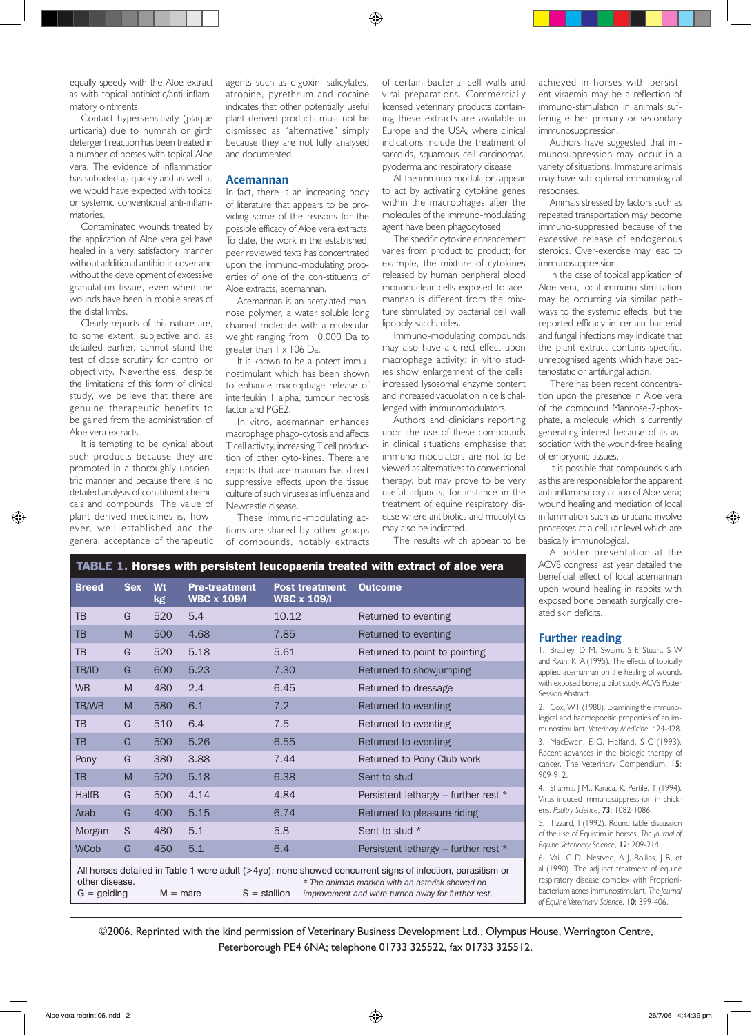equally speedy with the Aloe extract as with topical antibiotic/anti-inflammatory ointments.

Contact hypersensitivity (plaque urticaria) due to numnah or girth detergent reaction has been treated in a number of horses with topical Aloe vera. The evidence of inflammation has subsided as quickly and as well as we would have expected with topical or systemic conventional anti-inflammatories.

Contaminated wounds treated by the application of Aloe vera gel have healed in a very satisfactory manner without additional antibiotic cover and without the development of excessive granulation tissue, even when the wounds have been in mobile areas of the distal limbs.

Clearly reports of this nature are, to some extent, subjective and, as detailed earlier, cannot stand the test of close scrutiny for control or objectivity. Nevertheless, despite the limitations of this form of clinical study, we believe that there are genuine therapeutic benefits to be gained from the administration of Aloe vera extracts.

It is tempting to be cynical about such products because they are promoted in a thoroughly unscientific manner and because there is no detailed analysis of constituent chemicals and compounds. The value of plant derived medicines is, however, well established and the general acceptance of therapeutic agents such as digoxin, salicylates, atropine, pyrethrum and cocaine indicates that other potentially useful plant derived products must not be dismissed as "alternative" simply because they are not fully analysed and documented.

## Acemannan

In fact, there is an increasing body of literature that appears to be providing some of the reasons for the possible efficacy of Aloe vera extracts. To date, the work in the established, peer reviewed texts has concentrated upon the immuno-modulating properties of one of the con-stituents of Aloe extracts, acemannan.

Acemannan is an acetylated mannose polymer, a water soluble long chained molecule with a molecular weight ranging from 10,000 Da to greater than 1 x 106 Da.

It is known to be a potent immunostimulant which has been shown to enhance macrophage release of interleukin 1 alpha, tumour necrosis factor and PGE2.

In vitro, acemannan enhances macrophage phago-cytosis and affects T cell activity, increasing T cell production of other cyto-kines. There are reports that ace-mannan has direct suppressive effects upon the tissue culture of such viruses as influenza and Newcastle disease.

These immuno-modulating actions are shared by other groups of compounds, notably extracts of certain bacterial cell walls and viral preparations. Commercially licensed veterinary products containing these extracts are available in Europe and the USA, where clinical indications include the treatment of sarcoids, squamous cell carcinomas, pyoderma and respiratory disease.

All the immuno-modulators appear to act by activating cytokine genes within the macrophages after the molecules of the immuno-modulating agent have been phagocytosed.

The specific cytokine enhancement varies from product to product; for example, the mixture of cytokines released by human peripheral blood mononuclear cells exposed to acemannan is different from the mixture stimulated by bacterial cell wall lipopoly-saccharides.

Immuno-modulating compounds may also have a direct effect upon macrophage activity: in vitro studies show enlargement of the cells, increased lysosomal enzyme content and increased vacuolation in cells challenged with immunomodulators.

Authors and clinicians reporting upon the use of these compounds in clinical situations emphasise that immuno-modulators are not to be viewed as alternatives to conventional therapy, but may prove to be very useful adjuncts, for instance in the treatment of equine respiratory disease where antibiotics and mucolytics may also be indicated.

The results which appear to be achieved in horses with persistent viraemia may be a reflection of immuno-stimulation in animals suffering either primary or secondary immunosuppression.

Authors have suggested that immunosuppression may occur in a variety of situations. Immature animals may have sub-optimal immunological responses.

Animals stressed by factors such as repeated transportation may become immuno-suppressed because of the excessive release of endogenous steroids. Over-exercise may lead to immunosuppression.

In the case of topical application of Aloe vera, local immuno-stimulation may be occurring via similar pathways to the systemic effects, but the reported efficacy in certain bacterial and fungal infections may indicate that the plant extract contains specific, unrecognised agents which have bacteriostatic or antifungal action.

There has been recent concentration upon the presence in Aloe vera of the compound Mannose-2-phosphate, a molecule which is currently generating interest because of its association with the wound-free healing of embryonic tissues.

It is possible that compounds such as this are responsible for the apparent anti-inflammatory action of Aloe vera; wound healing and mediation of local inflammation such as urticaria involve processes at a cellular level which are basically immunological.

A poster presentation at the ACVS congress last year detailed the beneficial effect of local acemannan upon wound healing in rabbits with exposed bone beneath surgically created skin deficits.

**TABLE 1. Horses with persistent leucopaenia treated with extract of aloe vera**

| Breed | Sex | Wt kg | Pre-treatment WBC x 109/l | Post treatment WBC x 109/l | Outcome |
|---|---|---|---|---|---|
| TB | G | 520 | 5.4 | 10.12 | Returned to eventing |
| TB | M | 500 | 4.68 | 7.85 | Returned to eventing |
| TB | G | 520 | 5.18 | 5.61 | Returned to point to pointing |
| TB/ID | G | 600 | 5.23 | 7.30 | Returned to showjumping |
| WB | M | 480 | 2.4 | 6.45 | Returned to dressage |
| TB/WB | M | 580 | 6.1 | 7.2 | Returned to eventing |
| TB | G | 510 | 6.4 | 7.5 | Returned to eventing |
| TB | G | 500 | 5.26 | 6.55 | Returned to eventing |
| Pony | G | 380 | 3.88 | 7.44 | Returned to Pony Club work |
| TB | M | 520 | 5.18 | 6.38 | Sent to stud |
| HalfB | G | 500 | 4.14 | 4.84 | Persistent lethargy – further rest * |
| Arab | G | 400 | 5.15 | 6.74 | Returned to pleasure riding |
| Morgan | S | 480 | 5.1 | 5.8 | Sent to stud * |
| WCob | G | 450 | 5.1 | 6.4 | Persistent lethargy – further rest * |

All horses detailed in Table 1 were adult (>4yo); none showed concurrent signs of infection, parasitism or other disease.

G = gelding M = mare S = stallion

*\* The animals marked with an asterisk showed no improvement and were turned away for further rest.*

## Further reading

1. Bradley, D M, Swaim, S F, Stuart, S W and Ryan, K A (1995). The effects of topically applied acemannan on the healing of wounds with exposed bone; a pilot study. ACVS Poster Session Abstract.
2. Cox, W I (1988). Examining the immunological and haemopoeitic properties of an immunostimulant. *Veterinary Medicine*, 424-428.
3. MacEwen, E G, Helfand, S C (1993). Recent advances in the biologic therapy of cancer. The Veterinary Compendium, **15**: 909-912.
4. Sharma, J M., Karaca, K, Pertile, T (1994). Virus induced immunosuppress-ion in chickens. *Poultry Science*, **73**: 1082-1086.
5. Tizzard, I (1992). Round table discussion of the use of Equistim in horses. *The Journal of Equine Veterinary Science*, **12**: 209-214.
6. Vail, C D, Nestved, A J, Rollins, J B, et al (1990). The adjunct treatment of equine respiratory disease complex with Propionibacterium acnes immunostimulant. *The Journal of Equine Veterinary Science*, **10**: 399-406.

©2006. Reprinted with the kind permission of Veterinary Business Development Ltd., Olympus House, Werrington Centre, Peterborough PE4 6NA; telephone 01733 325522, fax 01733 325512.